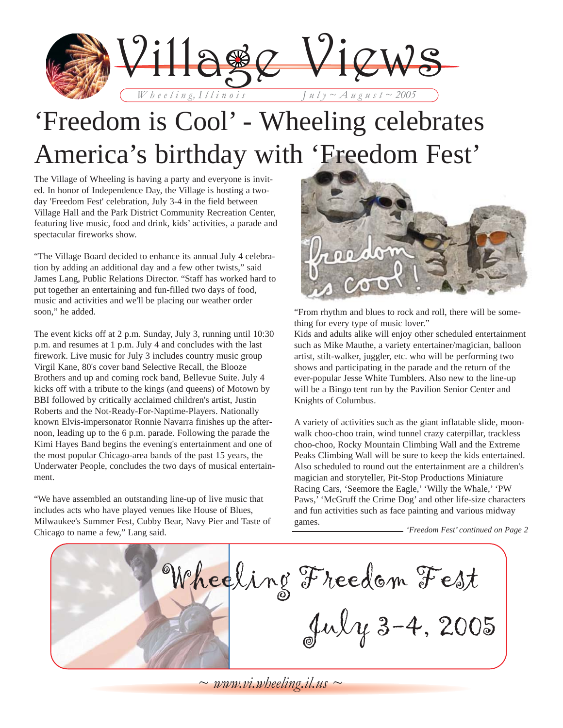# Village Views

*Wheeling, Illinois — July ~ August ~ 2005*

# 'Freedom is Cool' - Wheeling celebrates America's birthday with 'Freedom Fest'

The Village of Wheeling is having a party and everyone is invited. In honor of Independence Day, the Village is hosting a two-day 'Freedom Fest' celebration, July 3-4 in the field between Village Hall and the Park District Community Recreation Center, featuring live music, food and drink, kids' activities, a parade and spectacular fireworks show.

"The Village Board decided to enhance its annual July 4 celebration by adding an additional day and a few other twists," said James Lang, Public Relations Director. "Staff has worked hard to put together an entertaining and fun-filled two days of food, music and activities and we'll be placing our weather order soon," he added.

The event kicks off at 2 p.m. Sunday, July 3, running until 10:30 p.m. and resumes at 1 p.m. July 4 and concludes with the last firework. Live music for July 3 includes country music group Virgil Kane, 80's cover band Selective Recall, the Blooze Brothers and up and coming rock band, Bellevue Suite. July 4 kicks off with a tribute to the kings (and queens) of Motown by BBI followed by critically acclaimed children's artist, Justin Roberts and the Not-Ready-For-Naptime-Players. Nationally known Elvis-impersonator Ronnie Navarra finishes up the afternoon, leading up to the 6 p.m. parade. Following the parade the Kimi Hayes Band begins the evening's entertainment and one of the most popular Chicago-area bands of the past 15 years, the Underwater People, concludes the two days of musical entertainment.

"We have assembled an outstanding line-up of live music that includes acts who have played venues like House of Blues, Milwaukee's Summer Fest, Cubby Bear, Navy Pier and Taste of Chicago to name a few," Lang said.

freedom is cool!

"From rhythm and blues to rock and roll, there will be something for every type of music lover."

Kids and adults alike will enjoy other scheduled entertainment such as Mike Mauthe, a variety entertainer/magician, balloon artist, stilt-walker, juggler, etc. who will be performing two shows and participating in the parade and the return of the ever-popular Jesse White Tumblers. Also new to the line-up will be a Bingo tent run by the Pavilion Senior Center and Knights of Columbus.

A variety of activities such as the giant inflatable slide, moonwalk choo-choo train, wind tunnel crazy caterpillar, trackless choo-choo, Rocky Mountain Climbing Wall and the Extreme Peaks Climbing Wall will be sure to keep the kids entertained. Also scheduled to round out the entertainment are a children's magician and storyteller, Pit-Stop Productions Miniature Racing Cars, 'Seemore the Eagle,' 'Willy the Whale,' 'PW Paws,' 'McGruff the Crime Dog' and other life-size characters and fun activities such as face painting and various midway games.

*'Freedom Fest' continued on Page 2*

**Wheeling Freedom Fest**
**July 3-4, 2005**

*~ www.vi.wheeling.il.us ~*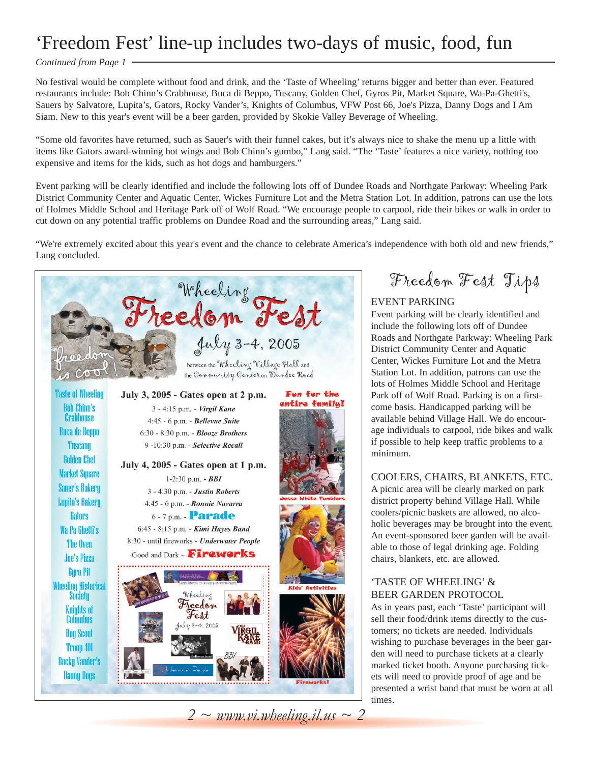# 'Freedom Fest' line-up includes two-days of music, food, fun

*Continued from Page 1*

No festival would be complete without food and drink, and the 'Taste of Wheeling' returns bigger and better than ever. Featured restaurants include: Bob Chinn's Crabhouse, Buca di Beppo, Tuscany, Golden Chef, Gyros Pit, Market Square, Wa-Pa-Ghetti's, Sauers by Salvatore, Lupita's, Gators, Rocky Vander's, Knights of Columbus, VFW Post 66, Joe's Pizza, Danny Dogs and I Am Siam. New to this year's event will be a beer garden, provided by Skokie Valley Beverage of Wheeling.

"Some old favorites have returned, such as Sauer's with their funnel cakes, but it's always nice to shake the menu up a little with items like Gators award-winning hot wings and Bob Chinn's gumbo," Lang said. "The 'Taste' features a nice variety, nothing too expensive and items for the kids, such as hot dogs and hamburgers."

Event parking will be clearly identified and include the following lots off of Dundee Roads and Northgate Parkway: Wheeling Park District Community Center and Aquatic Center, Wickes Furniture Lot and the Metra Station Lot. In addition, patrons can use the lots of Holmes Middle School and Heritage Park off of Wolf Road. "We encourage people to carpool, ride their bikes or walk in order to cut down on any potential traffic problems on Dundee Road and the surrounding areas," Lang said.

"We're extremely excited about this year's event and the chance to celebrate America's independence with both old and new friends," Lang concluded.

## Wheeling Freedom Fest

freedom is cool!

July 3-4, 2005

between the Wheeling Village Hall and the Community Center on Dundee Road

**Taste of Wheeling**

- Bob Chinn's Crabhouse
- Buca de Beppo
- Tuscany
- Golden Chef
- Market Square
- Sauer's Bakery
- Lupita's Bakery
- Gators
- Wa Pa Ghetti's
- The Oven
- Joe's Pizza
- Gyro Pit
- Wheeling Historical Society
- Knights of Columbus
- Boy Scout Troop 401
- Rocky Vander's
- Danny Dogs

**July 3, 2005 - Gates open at 2 p.m.**

- 3 - 4:15 p.m. - ***Virgil Kane***
- 4:45 - 6 p.m. - ***Bellevue Suite***
- 6:30 - 8:30 p.m. - ***Blooze Brothers***
- 9 -10:30 p.m. - ***Selective Recall***

**July 4, 2005 - Gates open at 1 p.m.**

- 1-2:30 p.m. - ***BBI***
- 3 - 4:30 p.m. - ***Justin Roberts***
- 4:45 - 6 p.m. - ***Ronnie Navarra***
- 6 - 7 p.m. - **Parade**
- 6:45 - 8:15 p.m. - ***Kimi Hayes Band***
- 8:30 - until fireworks - ***Underwater People***
- Good and Dark ~ **Fireworks**

**Fun for the entire family!**

Jesse White Tumblers

Kids' Activities

Fireworks!

## Freedom Fest Tips

### EVENT PARKING

Event parking will be clearly identified and include the following lots off of Dundee Roads and Northgate Parkway: Wheeling Park District Community Center and Aquatic Center, Wickes Furniture Lot and the Metra Station Lot. In addition, patrons can use the lots of Holmes Middle School and Heritage Park off of Wolf Road. Parking is on a first-come basis. Handicapped parking will be available behind Village Hall. We do encourage individuals to carpool, ride bikes and walk if possible to help keep traffic problems to a minimum.

### COOLERS, CHAIRS, BLANKETS, ETC.

A picnic area will be clearly marked on park district property behind Village Hall. While coolers/picnic baskets are allowed, no alcoholic beverages may be brought into the event. An event-sponsored beer garden will be available to those of legal drinking age. Folding chairs, blankets, etc. are allowed.

### 'TASTE OF WHEELING' & BEER GARDEN PROTOCOL

As in years past, each 'Taste' participant will sell their food/drink items directly to the customers; no tickets are needed. Individuals wishing to purchase beverages in the beer garden will need to purchase tickets at a clearly marked ticket booth. Anyone purchasing tickets will need to provide proof of age and be presented a wrist band that must be worn at all times.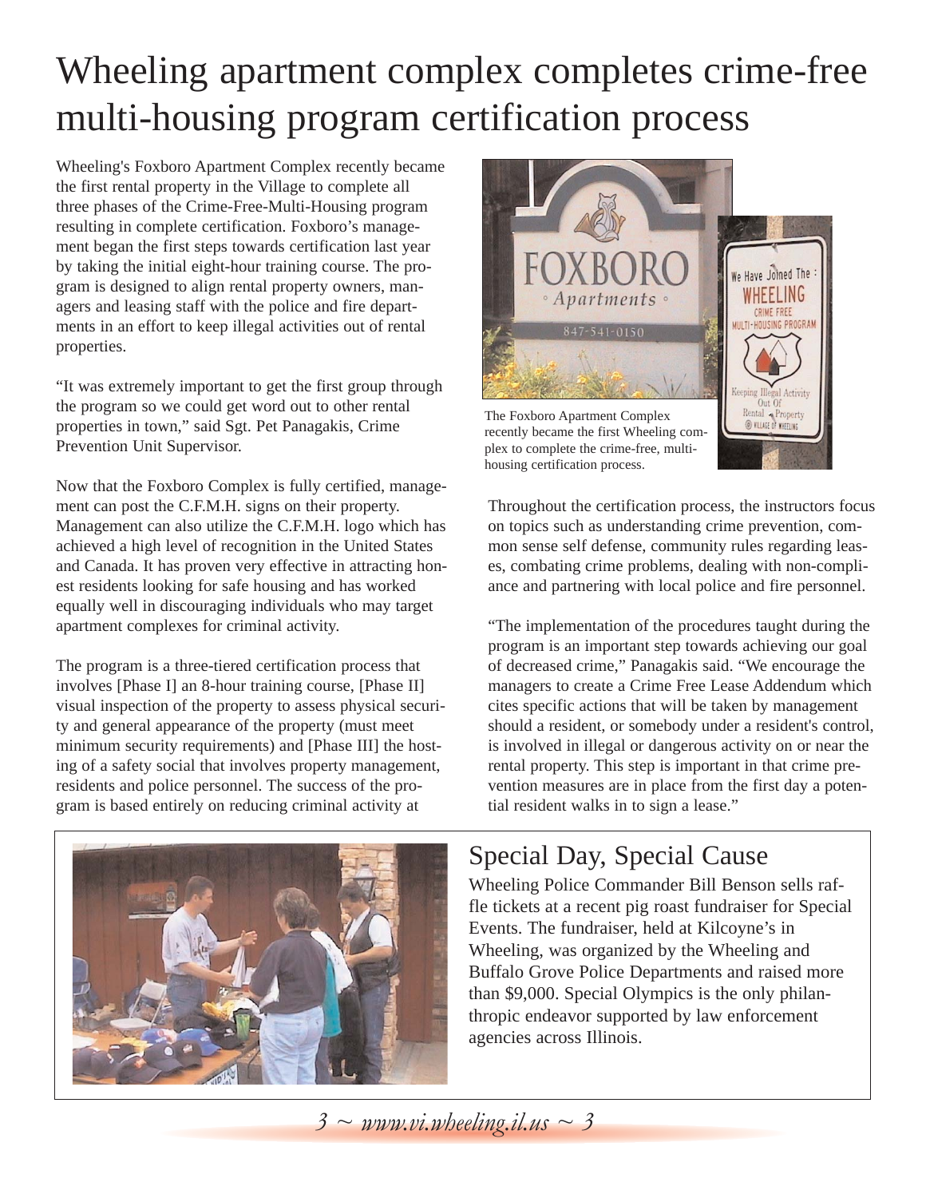# Wheeling apartment complex completes crime-free multi-housing program certification process

Wheeling's Foxboro Apartment Complex recently became the first rental property in the Village to complete all three phases of the Crime-Free-Multi-Housing program resulting in complete certification. Foxboro's management began the first steps towards certification last year by taking the initial eight-hour training course. The program is designed to align rental property owners, managers and leasing staff with the police and fire departments in an effort to keep illegal activities out of rental properties.

"It was extremely important to get the first group through the program so we could get word out to other rental properties in town," said Sgt. Pet Panagakis, Crime Prevention Unit Supervisor.

Now that the Foxboro Complex is fully certified, management can post the C.F.M.H. signs on their property. Management can also utilize the C.F.M.H. logo which has achieved a high level of recognition in the United States and Canada. It has proven very effective in attracting honest residents looking for safe housing and has worked equally well in discouraging individuals who may target apartment complexes for criminal activity.

The program is a three-tiered certification process that involves [Phase I] an 8-hour training course, [Phase II] visual inspection of the property to assess physical security and general appearance of the property (must meet minimum security requirements) and [Phase III] the hosting of a safety social that involves property management, residents and police personnel. The success of the program is based entirely on reducing criminal activity at

The Foxboro Apartment Complex recently became the first Wheeling complex to complete the crime-free, multi-housing certification process.

Throughout the certification process, the instructors focus on topics such as understanding crime prevention, common sense self defense, community rules regarding leases, combating crime problems, dealing with non-compliance and partnering with local police and fire personnel.

"The implementation of the procedures taught during the program is an important step towards achieving our goal of decreased crime," Panagakis said. "We encourage the managers to create a Crime Free Lease Addendum which cites specific actions that will be taken by management should a resident, or somebody under a resident's control, is involved in illegal or dangerous activity on or near the rental property. This step is important in that crime prevention measures are in place from the first day a potential resident walks in to sign a lease."

## Special Day, Special Cause

Wheeling Police Commander Bill Benson sells raffle tickets at a recent pig roast fundraiser for Special Events. The fundraiser, held at Kilcoyne's in Wheeling, was organized by the Wheeling and Buffalo Grove Police Departments and raised more than $9,000. Special Olympics is the only philanthropic endeavor supported by law enforcement agencies across Illinois.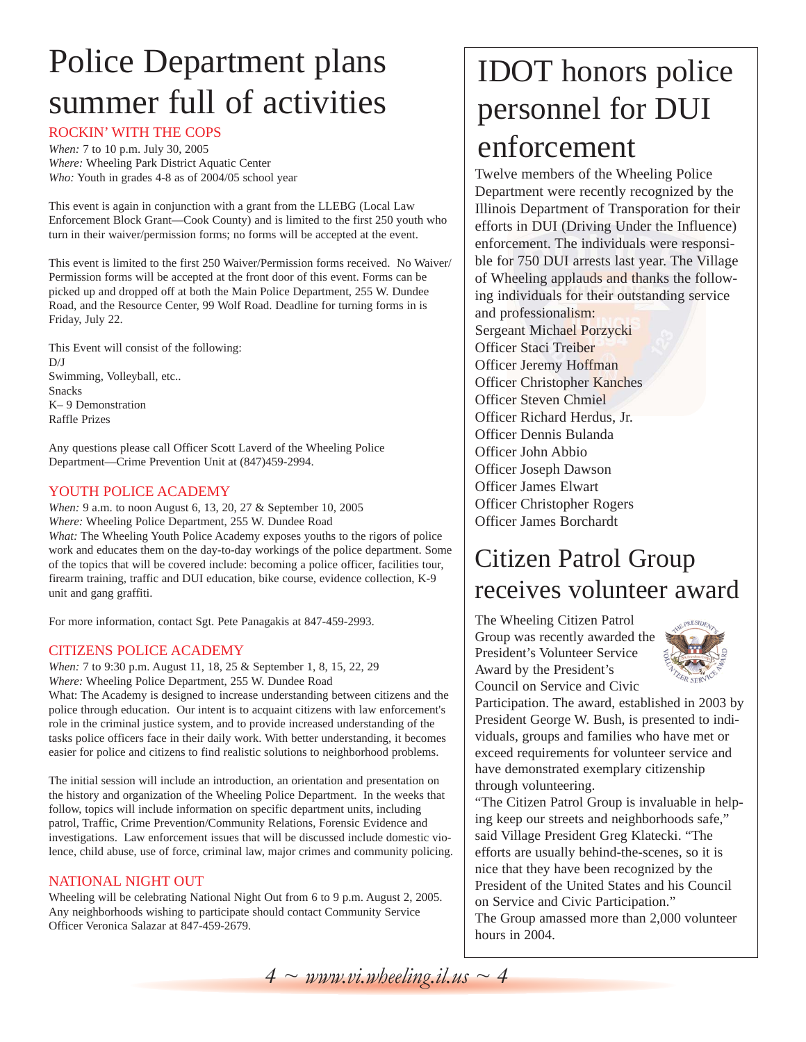# Police Department plans summer full of activities

## ROCKIN' WITH THE COPS

*When:* 7 to 10 p.m. July 30, 2005
*Where:* Wheeling Park District Aquatic Center
*Who:* Youth in grades 4-8 as of 2004/05 school year

This event is again in conjunction with a grant from the LLEBG (Local Law Enforcement Block Grant—Cook County) and is limited to the first 250 youth who turn in their waiver/permission forms; no forms will be accepted at the event.

This event is limited to the first 250 Waiver/Permission forms received. No Waiver/Permission forms will be accepted at the front door of this event. Forms can be picked up and dropped off at both the Main Police Department, 255 W. Dundee Road, and the Resource Center, 99 Wolf Road. Deadline for turning forms in is Friday, July 22.

This Event will consist of the following:
D/J
Swimming, Volleyball, etc..
Snacks
K– 9 Demonstration
Raffle Prizes

Any questions please call Officer Scott Laverd of the Wheeling Police Department—Crime Prevention Unit at (847)459-2994.

## YOUTH POLICE ACADEMY

*When:* 9 a.m. to noon August 6, 13, 20, 27 & September 10, 2005
*Where:* Wheeling Police Department, 255 W. Dundee Road
*What:* The Wheeling Youth Police Academy exposes youths to the rigors of police work and educates them on the day-to-day workings of the police department. Some of the topics that will be covered include: becoming a police officer, facilities tour, firearm training, traffic and DUI education, bike course, evidence collection, K-9 unit and gang graffiti.

For more information, contact Sgt. Pete Panagakis at 847-459-2993.

## CITIZENS POLICE ACADEMY

*When:* 7 to 9:30 p.m. August 11, 18, 25 & September 1, 8, 15, 22, 29
*Where:* Wheeling Police Department, 255 W. Dundee Road
What: The Academy is designed to increase understanding between citizens and the police through education. Our intent is to acquaint citizens with law enforcement's role in the criminal justice system, and to provide increased understanding of the tasks police officers face in their daily work. With better understanding, it becomes easier for police and citizens to find realistic solutions to neighborhood problems.

The initial session will include an introduction, an orientation and presentation on the history and organization of the Wheeling Police Department. In the weeks that follow, topics will include information on specific department units, including patrol, Traffic, Crime Prevention/Community Relations, Forensic Evidence and investigations. Law enforcement issues that will be discussed include domestic violence, child abuse, use of force, criminal law, major crimes and community policing.

## NATIONAL NIGHT OUT

Wheeling will be celebrating National Night Out from 6 to 9 p.m. August 2, 2005. Any neighborhoods wishing to participate should contact Community Service Officer Veronica Salazar at 847-459-2679.

# IDOT honors police personnel for DUI enforcement

Twelve members of the Wheeling Police Department were recently recognized by the Illinois Department of Transporation for their efforts in DUI (Driving Under the Influence) enforcement. The individuals were responsible for 750 DUI arrests last year. The Village of Wheeling applauds and thanks the following individuals for their outstanding service and professionalism:

Sergeant Michael Porzycki
Officer Staci Treiber
Officer Jeremy Hoffman
Officer Christopher Kanches
Officer Steven Chmiel
Officer Richard Herdus, Jr.
Officer Dennis Bulanda
Officer John Abbio
Officer Joseph Dawson
Officer James Elwart
Officer Christopher Rogers
Officer James Borchardt

# Citizen Patrol Group receives volunteer award

The Wheeling Citizen Patrol Group was recently awarded the President's Volunteer Service Award by the President's Council on Service and Civic Participation. The award, established in 2003 by President George W. Bush, is presented to individuals, groups and families who have met or exceed requirements for volunteer service and have demonstrated exemplary citizenship through volunteering.

"The Citizen Patrol Group is invaluable in helping keep our streets and neighborhoods safe," said Village President Greg Klatecki. "The efforts are usually behind-the-scenes, so it is nice that they have been recognized by the President of the United States and his Council on Service and Civic Participation."

The Group amassed more than 2,000 volunteer hours in 2004.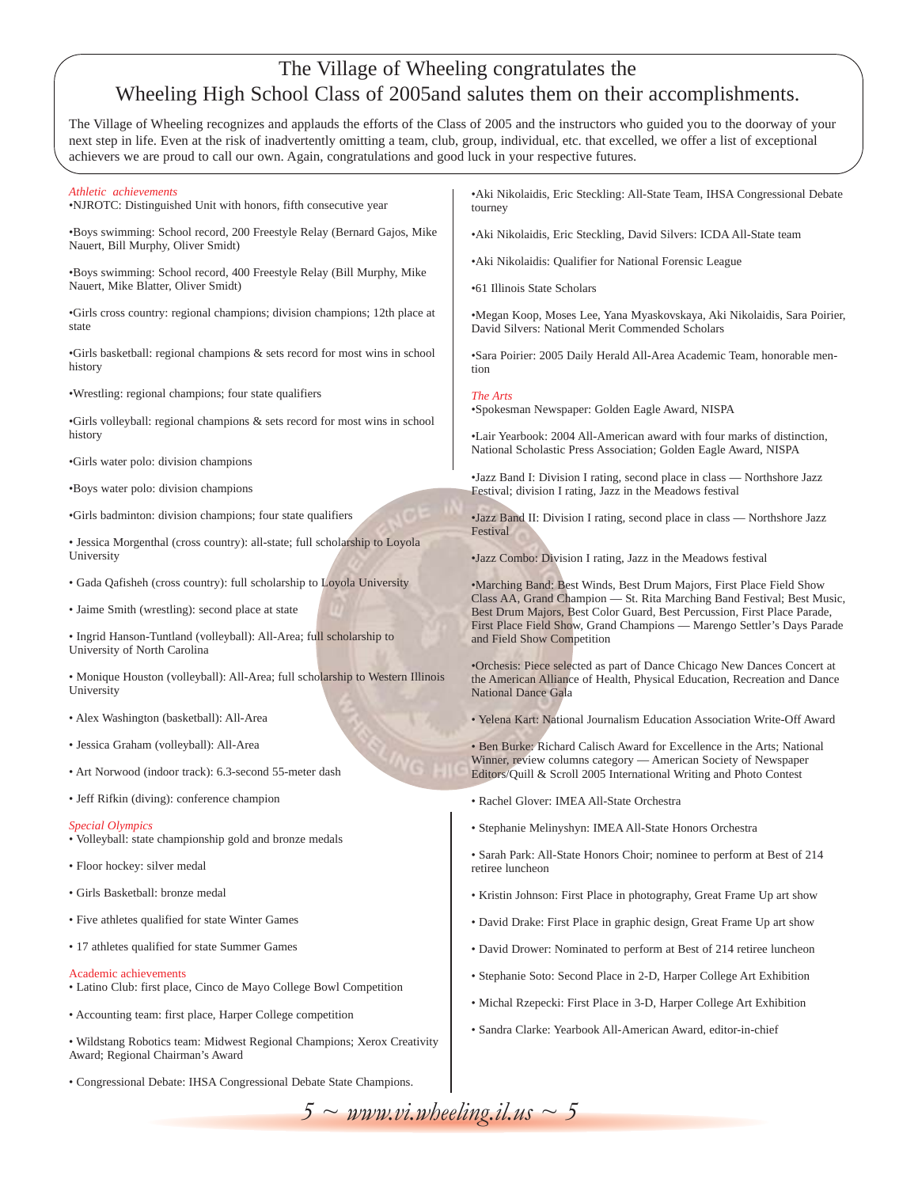# The Village of Wheeling congratulates the Wheeling High School Class of 2005and salutes them on their accomplishments.

The Village of Wheeling recognizes and applauds the efforts of the Class of 2005 and the instructors who guided you to the doorway of your next step in life. Even at the risk of inadvertently omitting a team, club, group, individual, etc. that excelled, we offer a list of exceptional achievers we are proud to call our own. Again, congratulations and good luck in your respective futures.

*Athletic achievements*

•NJROTC: Distinguished Unit with honors, fifth consecutive year

•Boys swimming: School record, 200 Freestyle Relay (Bernard Gajos, Mike Nauert, Bill Murphy, Oliver Smidt)

•Boys swimming: School record, 400 Freestyle Relay (Bill Murphy, Mike Nauert, Mike Blatter, Oliver Smidt)

•Girls cross country: regional champions; division champions; 12th place at state

•Girls basketball: regional champions & sets record for most wins in school history

•Wrestling: regional champions; four state qualifiers

•Girls volleyball: regional champions & sets record for most wins in school history

•Girls water polo: division champions

•Boys water polo: division champions

•Girls badminton: division champions; four state qualifiers

• Jessica Morgenthal (cross country): all-state; full scholarship to Loyola University

• Gada Qafisheh (cross country): full scholarship to Loyola University

• Jaime Smith (wrestling): second place at state

• Ingrid Hanson-Tuntland (volleyball): All-Area; full scholarship to University of North Carolina

• Monique Houston (volleyball): All-Area; full scholarship to Western Illinois University

• Alex Washington (basketball): All-Area

• Jessica Graham (volleyball): All-Area

• Art Norwood (indoor track): 6.3-second 55-meter dash

• Jeff Rifkin (diving): conference champion

*Special Olympics*

• Volleyball: state championship gold and bronze medals

• Floor hockey: silver medal

• Girls Basketball: bronze medal

• Five athletes qualified for state Winter Games

• 17 athletes qualified for state Summer Games

Academic achievements

• Latino Club: first place, Cinco de Mayo College Bowl Competition

• Accounting team: first place, Harper College competition

• Wildstang Robotics team: Midwest Regional Champions; Xerox Creativity Award; Regional Chairman's Award

• Congressional Debate: IHSA Congressional Debate State Champions.

•Aki Nikolaidis, Eric Steckling: All-State Team, IHSA Congressional Debate tourney

•Aki Nikolaidis, Eric Steckling, David Silvers: ICDA All-State team

•Aki Nikolaidis: Qualifier for National Forensic League

•61 Illinois State Scholars

•Megan Koop, Moses Lee, Yana Myaskovskaya, Aki Nikolaidis, Sara Poirier, David Silvers: National Merit Commended Scholars

•Sara Poirier: 2005 Daily Herald All-Area Academic Team, honorable mention

*The Arts*

•Spokesman Newspaper: Golden Eagle Award, NISPA

•Lair Yearbook: 2004 All-American award with four marks of distinction, National Scholastic Press Association; Golden Eagle Award, NISPA

•Jazz Band I: Division I rating, second place in class — Northshore Jazz Festival; division I rating, Jazz in the Meadows festival

•Jazz Band II: Division I rating, second place in class — Northshore Jazz Festival

•Jazz Combo: Division I rating, Jazz in the Meadows festival

•Marching Band: Best Winds, Best Drum Majors, First Place Field Show Class AA, Grand Champion — St. Rita Marching Band Festival; Best Music, Best Drum Majors, Best Color Guard, Best Percussion, First Place Parade, First Place Field Show, Grand Champions — Marengo Settler's Days Parade and Field Show Competition

•Orchesis: Piece selected as part of Dance Chicago New Dances Concert at the American Alliance of Health, Physical Education, Recreation and Dance National Dance Gala

• Yelena Kart: National Journalism Education Association Write-Off Award

• Ben Burke: Richard Calisch Award for Excellence in the Arts; National Winner, review columns category — American Society of Newspaper Editors/Quill & Scroll 2005 International Writing and Photo Contest

• Rachel Glover: IMEA All-State Orchestra

• Stephanie Melinyshyn: IMEA All-State Honors Orchestra

• Sarah Park: All-State Honors Choir; nominee to perform at Best of 214 retiree luncheon

• Kristin Johnson: First Place in photography, Great Frame Up art show

• David Drake: First Place in graphic design, Great Frame Up art show

• David Drower: Nominated to perform at Best of 214 retiree luncheon

• Stephanie Soto: Second Place in 2-D, Harper College Art Exhibition

• Michal Rzepecki: First Place in 3-D, Harper College Art Exhibition

• Sandra Clarke: Yearbook All-American Award, editor-in-chief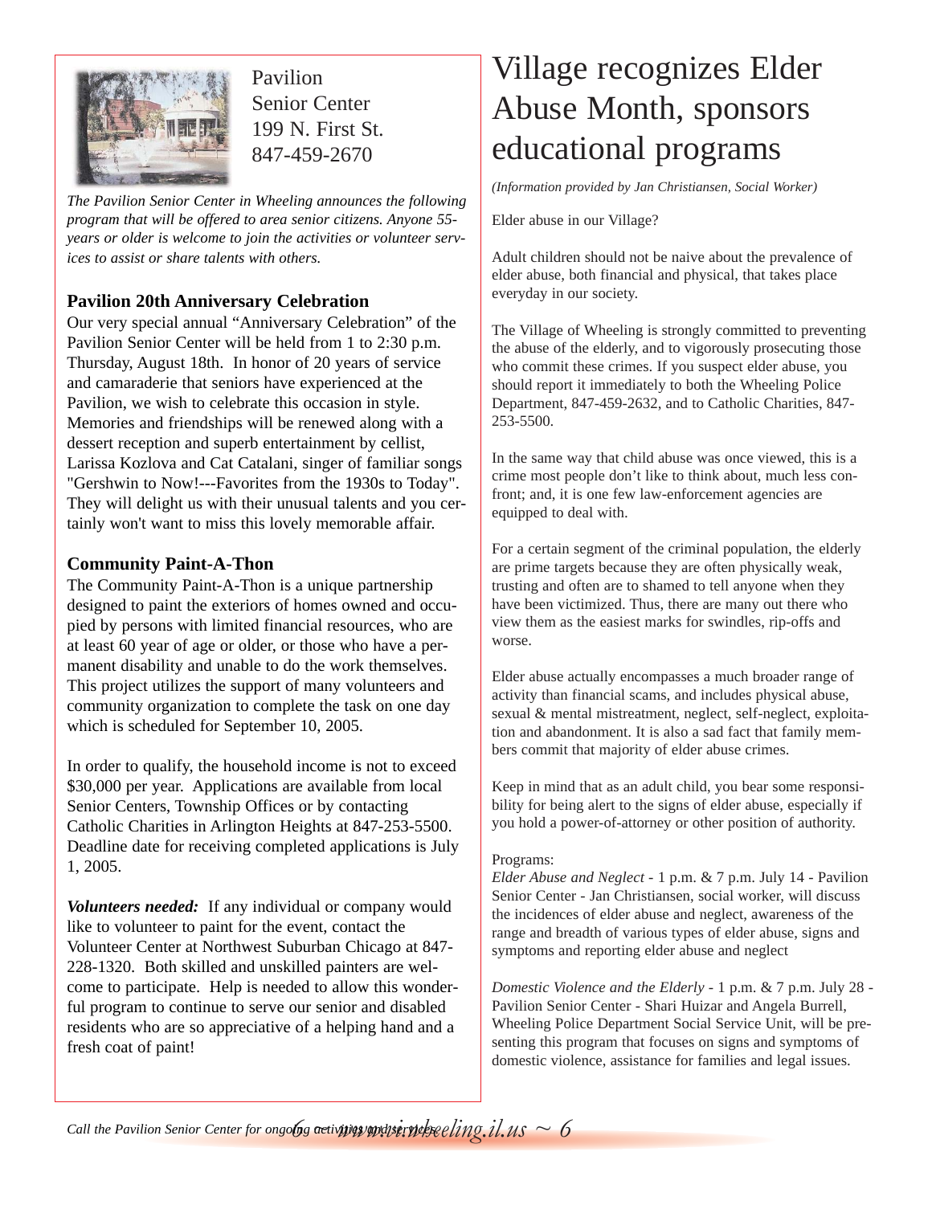Pavilion
Senior Center
199 N. First St.
847-459-2670

*The Pavilion Senior Center in Wheeling announces the following program that will be offered to area senior citizens. Anyone 55-years or older is welcome to join the activities or volunteer services to assist or share talents with others.*

**Pavilion 20th Anniversary Celebration**

Our very special annual "Anniversary Celebration" of the Pavilion Senior Center will be held from 1 to 2:30 p.m. Thursday, August 18th. In honor of 20 years of service and camaraderie that seniors have experienced at the Pavilion, we wish to celebrate this occasion in style. Memories and friendships will be renewed along with a dessert reception and superb entertainment by cellist, Larissa Kozlova and Cat Catalani, singer of familiar songs "Gershwin to Now!---Favorites from the 1930s to Today". They will delight us with their unusual talents and you certainly won't want to miss this lovely memorable affair.

**Community Paint-A-Thon**

The Community Paint-A-Thon is a unique partnership designed to paint the exteriors of homes owned and occupied by persons with limited financial resources, who are at least 60 year of age or older, or those who have a permanent disability and unable to do the work themselves. This project utilizes the support of many volunteers and community organization to complete the task on one day which is scheduled for September 10, 2005.

In order to qualify, the household income is not to exceed $30,000 per year. Applications are available from local Senior Centers, Township Offices or by contacting Catholic Charities in Arlington Heights at 847-253-5500. Deadline date for receiving completed applications is July 1, 2005.

***Volunteers needed:*** If any individual or company would like to volunteer to paint for the event, contact the Volunteer Center at Northwest Suburban Chicago at 847-228-1320. Both skilled and unskilled painters are welcome to participate. Help is needed to allow this wonderful program to continue to serve our senior and disabled residents who are so appreciative of a helping hand and a fresh coat of paint!

*Call the Pavilion Senior Center for ongoing activities and services*

# Village recognizes Elder Abuse Month, sponsors educational programs

*(Information provided by Jan Christiansen, Social Worker)*

Elder abuse in our Village?

Adult children should not be naive about the prevalence of elder abuse, both financial and physical, that takes place everyday in our society.

The Village of Wheeling is strongly committed to preventing the abuse of the elderly, and to vigorously prosecuting those who commit these crimes. If you suspect elder abuse, you should report it immediately to both the Wheeling Police Department, 847-459-2632, and to Catholic Charities, 847-253-5500.

In the same way that child abuse was once viewed, this is a crime most people don't like to think about, much less confront; and, it is one few law-enforcement agencies are equipped to deal with.

For a certain segment of the criminal population, the elderly are prime targets because they are often physically weak, trusting and often are to shamed to tell anyone when they have been victimized. Thus, there are many out there who view them as the easiest marks for swindles, rip-offs and worse.

Elder abuse actually encompasses a much broader range of activity than financial scams, and includes physical abuse, sexual & mental mistreatment, neglect, self-neglect, exploitation and abandonment. It is also a sad fact that family members commit that majority of elder abuse crimes.

Keep in mind that as an adult child, you bear some responsibility for being alert to the signs of elder abuse, especially if you hold a power-of-attorney or other position of authority.

Programs:

*Elder Abuse and Neglect* - 1 p.m. & 7 p.m. July 14 - Pavilion Senior Center - Jan Christiansen, social worker, will discuss the incidences of elder abuse and neglect, awareness of the range and breadth of various types of elder abuse, signs and symptoms and reporting elder abuse and neglect

*Domestic Violence and the Elderly* - 1 p.m. & 7 p.m. July 28 - Pavilion Senior Center - Shari Huizar and Angela Burrell, Wheeling Police Department Social Service Unit, will be presenting this program that focuses on signs and symptoms of domestic violence, assistance for families and legal issues.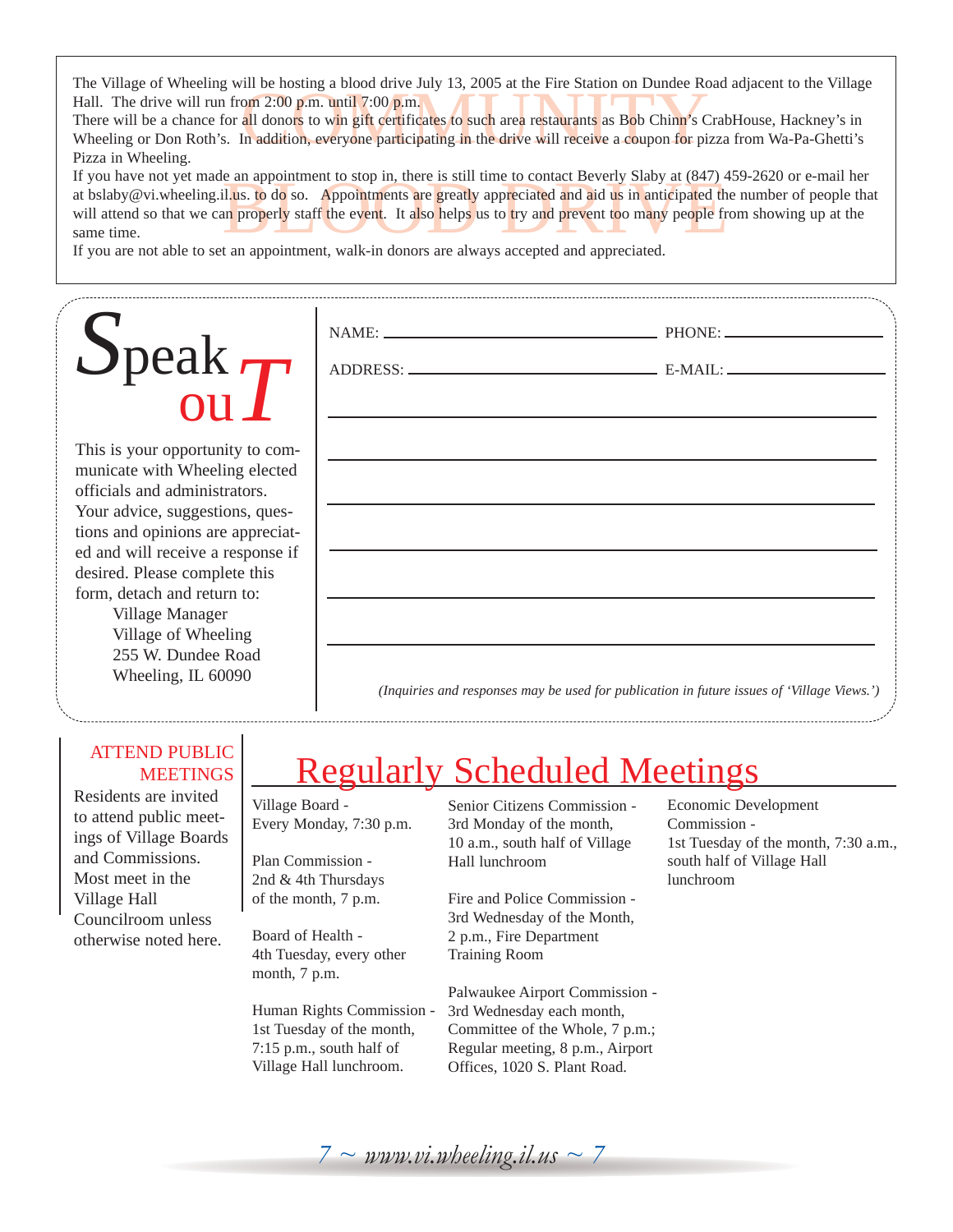# COMMUNITY BLOOD DRIVE

The Village of Wheeling will be hosting a blood drive July 13, 2005 at the Fire Station on Dundee Road adjacent to the Village Hall. The drive will run from 2:00 p.m. until 7:00 p.m.

There will be a chance for all donors to win gift certificates to such area restaurants as Bob Chinn's CrabHouse, Hackney's in Wheeling or Don Roth's. In addition, everyone participating in the drive will receive a coupon for pizza from Wa-Pa-Ghetti's Pizza in Wheeling.

If you have not yet made an appointment to stop in, there is still time to contact Beverly Slaby at (847) 459-2620 or e-mail her at bslaby@vi.wheeling.il.us. to do so. Appointments are greatly appreciated and aid us in anticipated the number of people that will attend so that we can properly staff the event. It also helps us to try and prevent too many people from showing up at the same time.

If you are not able to set an appointment, walk-in donors are always accepted and appreciated.

# Speak ouT

This is your opportunity to communicate with Wheeling elected officials and administrators. Your advice, suggestions, questions and opinions are appreciated and will receive a response if desired. Please complete this form, detach and return to:

Village Manager
Village of Wheeling
255 W. Dundee Road
Wheeling, IL 60090

NAME: ______________________ PHONE: ______________

ADDRESS: ____________________ E-MAIL: ______________

______________________________________________

______________________________________________

______________________________________________

______________________________________________

______________________________________________

______________________________________________

*(Inquiries and responses may be used for publication in future issues of 'Village Views.')*

## ATTEND PUBLIC MEETINGS

Residents are invited to attend public meetings of Village Boards and Commissions. Most meet in the Village Hall Councilroom unless otherwise noted here.

# Regularly Scheduled Meetings

Village Board -
Every Monday, 7:30 p.m.

Plan Commission -
2nd & 4th Thursdays of the month, 7 p.m.

Board of Health -
4th Tuesday, every other month, 7 p.m.

Human Rights Commission -
1st Tuesday of the month, 7:15 p.m., south half of Village Hall lunchroom.

Senior Citizens Commission -
3rd Monday of the month, 10 a.m., south half of Village Hall lunchroom

Fire and Police Commission -
3rd Wednesday of the Month, 2 p.m., Fire Department Training Room

Palwaukee Airport Commission -
3rd Wednesday each month, Committee of the Whole, 7 p.m.; Regular meeting, 8 p.m., Airport Offices, 1020 S. Plant Road.

Economic Development Commission -
1st Tuesday of the month, 7:30 a.m., south half of Village Hall lunchroom

*www.vi.wheeling.il.us*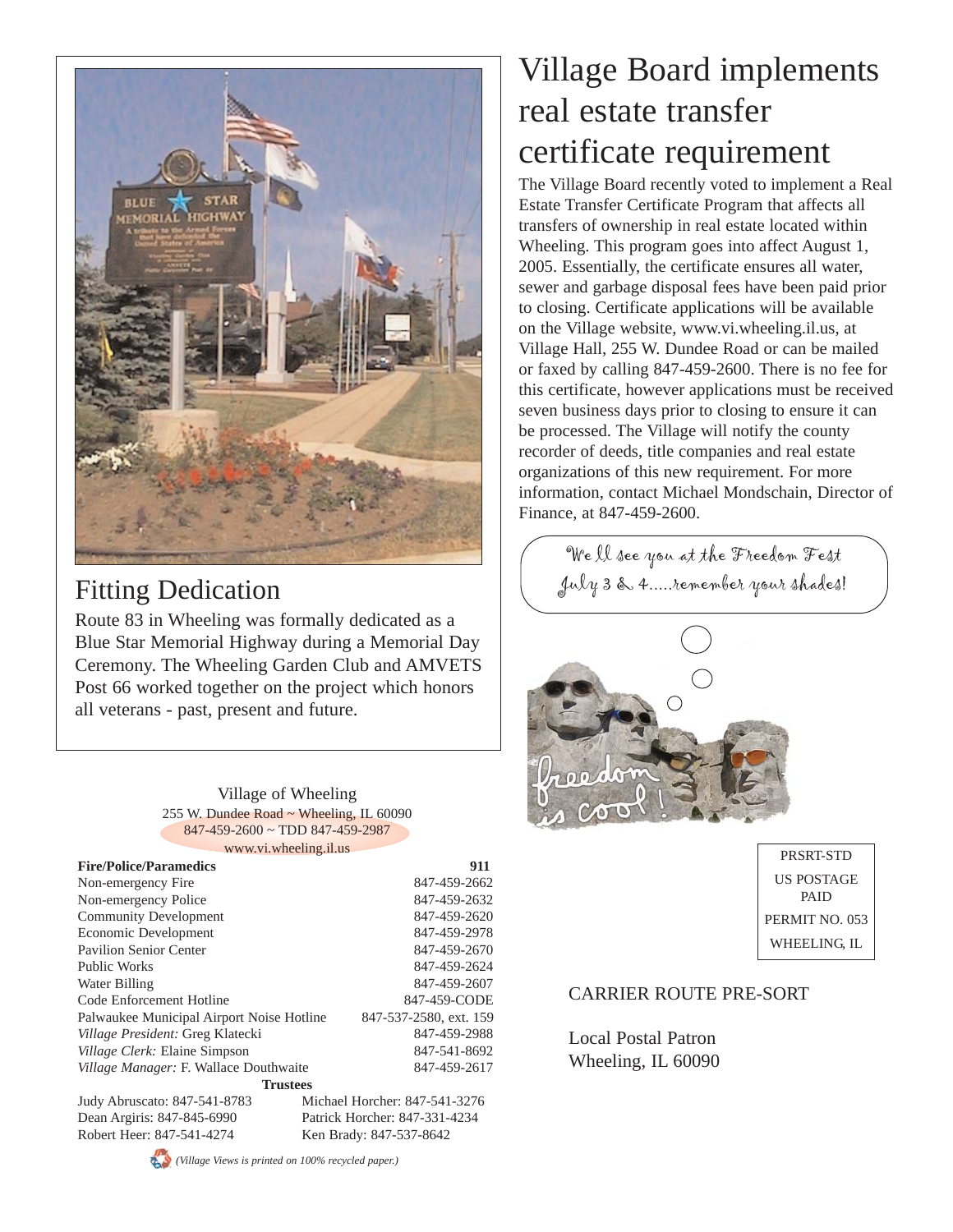## Fitting Dedication

Route 83 in Wheeling was formally dedicated as a Blue Star Memorial Highway during a Memorial Day Ceremony. The Wheeling Garden Club and AMVETS Post 66 worked together on the project which honors all veterans - past, present and future.

# Village Board implements real estate transfer certificate requirement

The Village Board recently voted to implement a Real Estate Transfer Certificate Program that affects all transfers of ownership in real estate located within Wheeling. This program goes into affect August 1, 2005. Essentially, the certificate ensures all water, sewer and garbage disposal fees have been paid prior to closing. Certificate applications will be available on the Village website, www.vi.wheeling.il.us, at Village Hall, 255 W. Dundee Road or can be mailed or faxed by calling 847-459-2600. There is no fee for this certificate, however applications must be received seven business days prior to closing to ensure it can be processed. The Village will notify the county recorder of deeds, title companies and real estate organizations of this new requirement. For more information, contact Michael Mondschain, Director of Finance, at 847-459-2600.

We'll see you at the Freedom Fest July 3 & 4.....remember your shades!

freedom is cool!

Village of Wheeling
255 W. Dundee Road ~ Wheeling, IL 60090
847-459-2600 ~ TDD 847-459-2987
www.vi.wheeling.il.us

| | |
|---|---|
| **Fire/Police/Paramedics** | **911** |
| Non-emergency Fire | 847-459-2662 |
| Non-emergency Police | 847-459-2632 |
| Community Development | 847-459-2620 |
| Economic Development | 847-459-2978 |
| Pavilion Senior Center | 847-459-2670 |
| Public Works | 847-459-2624 |
| Water Billing | 847-459-2607 |
| Code Enforcement Hotline | 847-459-CODE |
| Palwaukee Municipal Airport Noise Hotline | 847-537-2580, ext. 159 |
| *Village President:* Greg Klatecki | 847-459-2988 |
| *Village Clerk:* Elaine Simpson | 847-541-8692 |
| *Village Manager:* F. Wallace Douthwaite | 847-459-2617 |

**Trustees**

| | |
|---|---|
| Judy Abruscato: 847-541-8783 | Michael Horcher: 847-541-3276 |
| Dean Argiris: 847-845-6990 | Patrick Horcher: 847-331-4234 |
| Robert Heer: 847-541-4274 | Ken Brady: 847-537-8642 |

*(Village Views is printed on 100% recycled paper.)*

PRSRT-STD
US POSTAGE PAID
PERMIT NO. 053
WHEELING, IL

CARRIER ROUTE PRE-SORT

Local Postal Patron
Wheeling, IL 60090